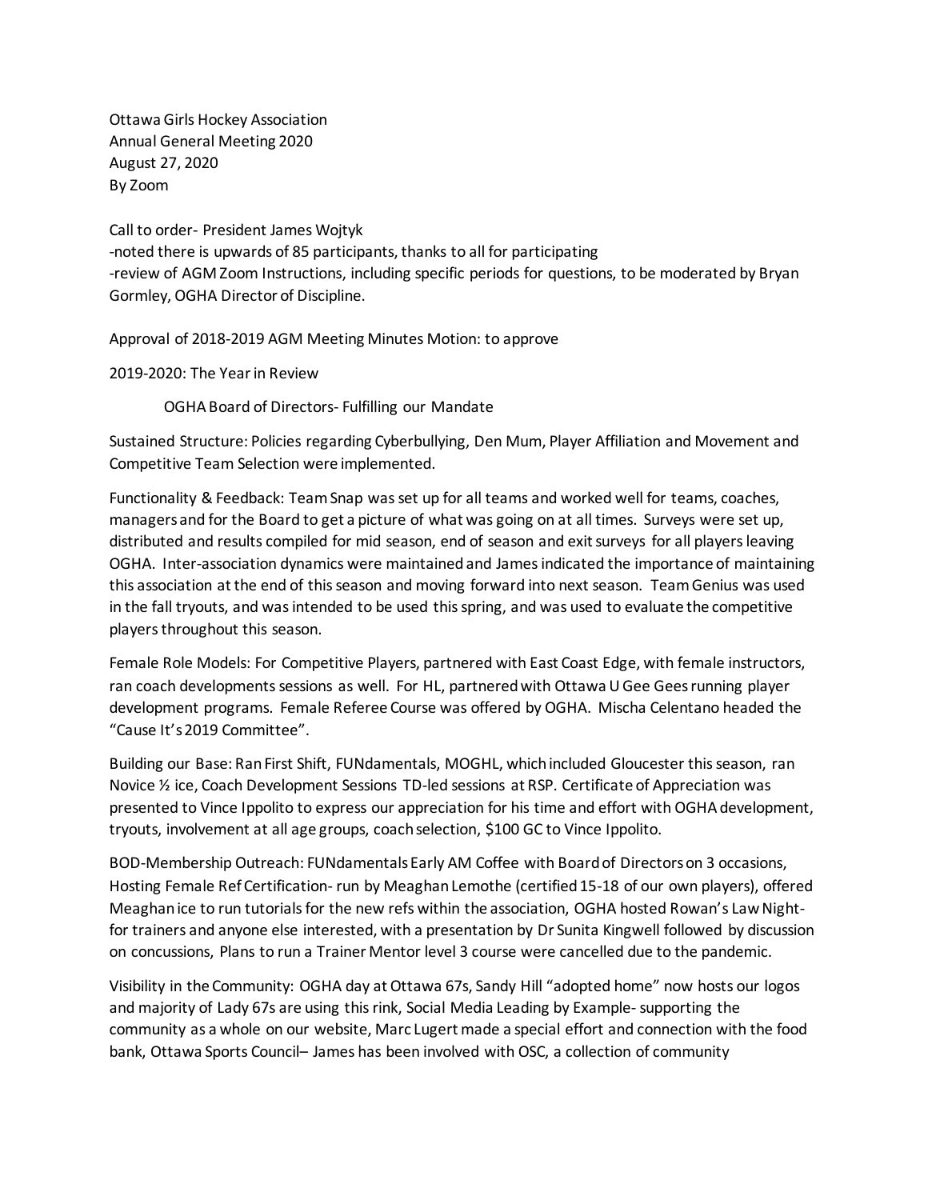Ottawa Girls Hockey Association
Annual General Meeting 2020
August 27, 2020
By Zoom

Call to order- President James Wojtyk
-noted there is upwards of 85 participants, thanks to all for participating
-review of AGM Zoom Instructions, including specific periods for questions, to be moderated by Bryan Gormley, OGHA Director of Discipline.

Approval of 2018-2019 AGM Meeting Minutes Motion: to approve

2019-2020: The Year in Review

OGHA Board of Directors- Fulfilling our Mandate

Sustained Structure: Policies regarding Cyberbullying, Den Mum, Player Affiliation and Movement and Competitive Team Selection were implemented.

Functionality & Feedback: Team Snap was set up for all teams and worked well for teams, coaches, managers and for the Board to get a picture of what was going on at all times. Surveys were set up, distributed and results compiled for mid season, end of season and exit surveys for all players leaving OGHA. Inter-association dynamics were maintained and James indicated the importance of maintaining this association at the end of this season and moving forward into next season. Team Genius was used in the fall tryouts, and was intended to be used this spring, and was used to evaluate the competitive players throughout this season.

Female Role Models: For Competitive Players, partnered with East Coast Edge, with female instructors, ran coach developments sessions as well. For HL, partnered with Ottawa U Gee Gees running player development programs. Female Referee Course was offered by OGHA. Mischa Celentano headed the "Cause It's 2019 Committee".

Building our Base: Ran First Shift, FUNdamentals, MOGHL, which included Gloucester this season, ran Novice ½ ice, Coach Development Sessions TD-led sessions at RSP. Certificate of Appreciation was presented to Vince Ippolito to express our appreciation for his time and effort with OGHA development, tryouts, involvement at all age groups, coach selection, $100 GC to Vince Ippolito.

BOD-Membership Outreach: FUNdamentals Early AM Coffee with Board of Directors on 3 occasions, Hosting Female Ref Certification- run by Meaghan Lemothe (certified 15-18 of our own players), offered Meaghan ice to run tutorials for the new refs within the association, OGHA hosted Rowan's Law Night- for trainers and anyone else interested, with a presentation by Dr Sunita Kingwell followed by discussion on concussions, Plans to run a Trainer Mentor level 3 course were cancelled due to the pandemic.

Visibility in the Community: OGHA day at Ottawa 67s, Sandy Hill "adopted home" now hosts our logos and majority of Lady 67s are using this rink, Social Media Leading by Example- supporting the community as a whole on our website, Marc Lugert made a special effort and connection with the food bank, Ottawa Sports Council– James has been involved with OSC, a collection of community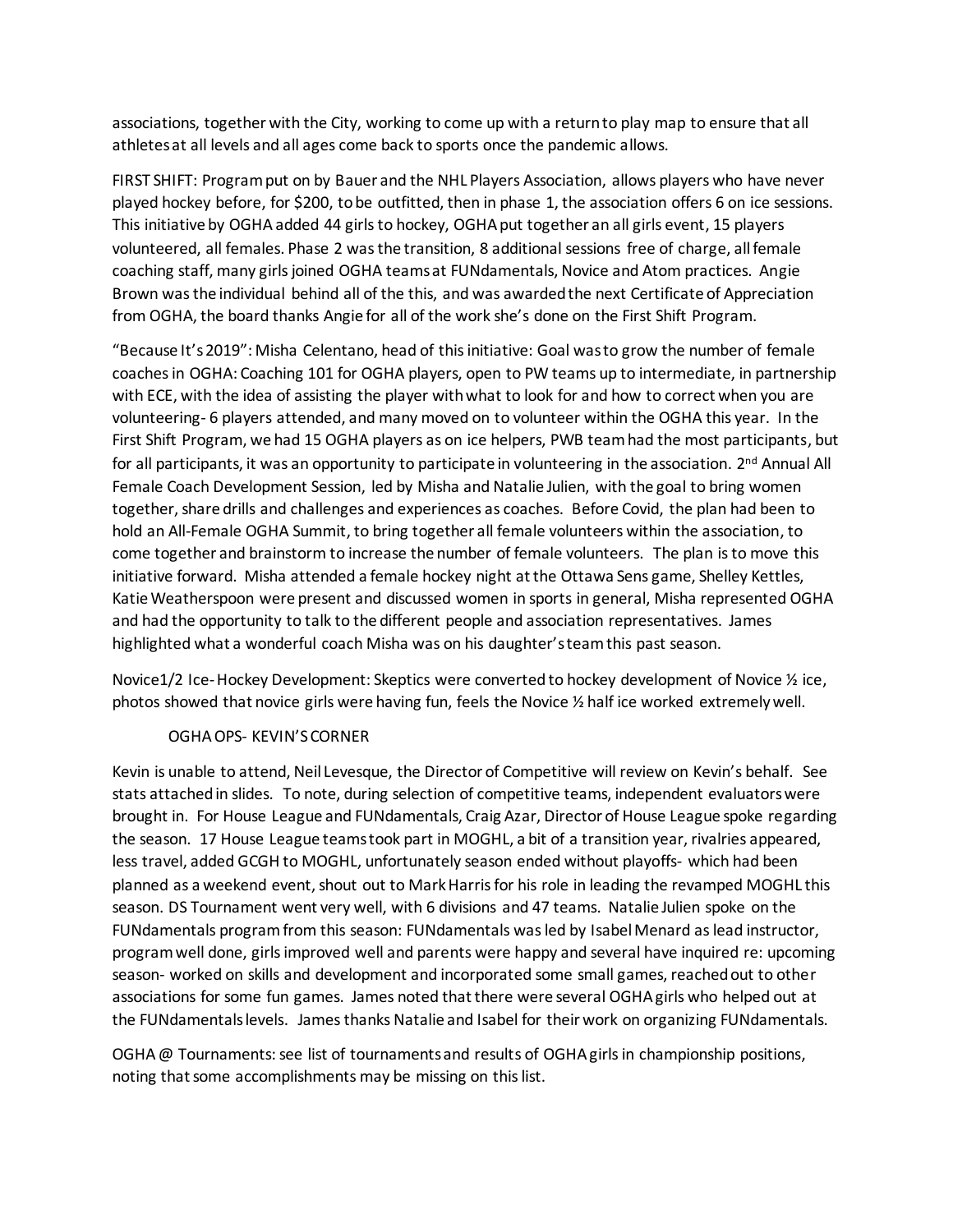associations, together with the City, working to come up with a return to play map to ensure that all athletes at all levels and all ages come back to sports once the pandemic allows.

FIRST SHIFT: Program put on by Bauer and the NHL Players Association, allows players who have never played hockey before, for $200, to be outfitted, then in phase 1, the association offers 6 on ice sessions. This initiative by OGHA added 44 girls to hockey, OGHA put together an all girls event, 15 players volunteered, all females. Phase 2 was the transition, 8 additional sessions free of charge, all female coaching staff, many girls joined OGHA teams at FUNdamentals, Novice and Atom practices. Angie Brown was the individual behind all of the this, and was awarded the next Certificate of Appreciation from OGHA, the board thanks Angie for all of the work she's done on the First Shift Program.

"Because It's 2019": Misha Celentano, head of this initiative: Goal was to grow the number of female coaches in OGHA: Coaching 101 for OGHA players, open to PW teams up to intermediate, in partnership with ECE, with the idea of assisting the player with what to look for and how to correct when you are volunteering- 6 players attended, and many moved on to volunteer within the OGHA this year. In the First Shift Program, we had 15 OGHA players as on ice helpers, PWB team had the most participants, but for all participants, it was an opportunity to participate in volunteering in the association. 2nd Annual All Female Coach Development Session, led by Misha and Natalie Julien, with the goal to bring women together, share drills and challenges and experiences as coaches. Before Covid, the plan had been to hold an All-Female OGHA Summit, to bring together all female volunteers within the association, to come together and brainstorm to increase the number of female volunteers. The plan is to move this initiative forward. Misha attended a female hockey night at the Ottawa Sens game, Shelley Kettles, Katie Weatherspoon were present and discussed women in sports in general, Misha represented OGHA and had the opportunity to talk to the different people and association representatives. James highlighted what a wonderful coach Misha was on his daughter's team this past season.

Novice1/2 Ice- Hockey Development: Skeptics were converted to hockey development of Novice ½ ice, photos showed that novice girls were having fun, feels the Novice ½ half ice worked extremely well.

OGHA OPS- KEVIN'S CORNER

Kevin is unable to attend, Neil Levesque, the Director of Competitive will review on Kevin's behalf. See stats attached in slides. To note, during selection of competitive teams, independent evaluators were brought in. For House League and FUNdamentals, Craig Azar, Director of House League spoke regarding the season. 17 House League teams took part in MOGHL, a bit of a transition year, rivalries appeared, less travel, added GCGH to MOGHL, unfortunately season ended without playoffs- which had been planned as a weekend event, shout out to Mark Harris for his role in leading the revamped MOGHL this season. DS Tournament went very well, with 6 divisions and 47 teams. Natalie Julien spoke on the FUNdamentals program from this season: FUNdamentals was led by Isabel Menard as lead instructor, program well done, girls improved well and parents were happy and several have inquired re: upcoming season- worked on skills and development and incorporated some small games, reached out to other associations for some fun games. James noted that there were several OGHA girls who helped out at the FUNdamentals levels. James thanks Natalie and Isabel for their work on organizing FUNdamentals.

OGHA @ Tournaments: see list of tournaments and results of OGHA girls in championship positions, noting that some accomplishments may be missing on this list.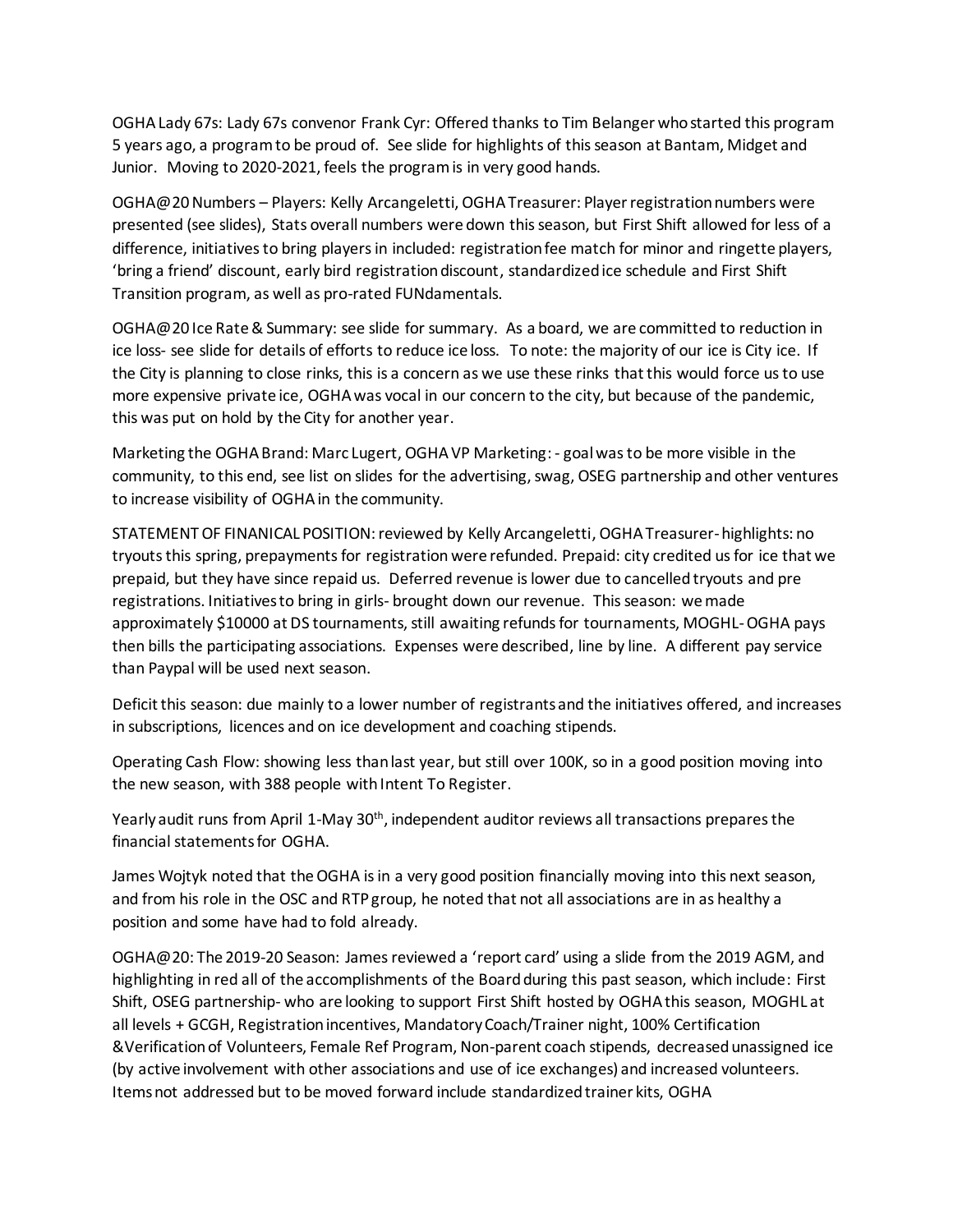OGHA Lady 67s: Lady 67s convenor Frank Cyr: Offered thanks to Tim Belanger who started this program 5 years ago, a program to be proud of. See slide for highlights of this season at Bantam, Midget and Junior. Moving to 2020-2021, feels the program is in very good hands.

OGHA@20 Numbers – Players: Kelly Arcangeletti, OGHA Treasurer: Player registration numbers were presented (see slides), Stats overall numbers were down this season, but First Shift allowed for less of a difference, initiatives to bring players in included: registration fee match for minor and ringette players, 'bring a friend' discount, early bird registration discount, standardized ice schedule and First Shift Transition program, as well as pro-rated FUNdamentals.

OGHA@20 Ice Rate & Summary: see slide for summary. As a board, we are committed to reduction in ice loss- see slide for details of efforts to reduce ice loss. To note: the majority of our ice is City ice. If the City is planning to close rinks, this is a concern as we use these rinks that this would force us to use more expensive private ice, OGHA was vocal in our concern to the city, but because of the pandemic, this was put on hold by the City for another year.

Marketing the OGHA Brand: Marc Lugert, OGHA VP Marketing: - goal was to be more visible in the community, to this end, see list on slides for the advertising, swag, OSEG partnership and other ventures to increase visibility of OGHA in the community.

STATEMENT OF FINANICAL POSITION: reviewed by Kelly Arcangeletti, OGHA Treasurer- highlights: no tryouts this spring, prepayments for registration were refunded. Prepaid: city credited us for ice that we prepaid, but they have since repaid us. Deferred revenue is lower due to cancelled tryouts and pre registrations. Initiatives to bring in girls- brought down our revenue. This season: we made approximately $10000 at DS tournaments, still awaiting refunds for tournaments, MOGHL- OGHA pays then bills the participating associations. Expenses were described, line by line. A different pay service than Paypal will be used next season.

Deficit this season: due mainly to a lower number of registrants and the initiatives offered, and increases in subscriptions, licences and on ice development and coaching stipends.

Operating Cash Flow: showing less than last year, but still over 100K, so in a good position moving into the new season, with 388 people with Intent To Register.

Yearly audit runs from April 1-May 30th, independent auditor reviews all transactions prepares the financial statements for OGHA.

James Wojtyk noted that the OGHA is in a very good position financially moving into this next season, and from his role in the OSC and RTP group, he noted that not all associations are in as healthy a position and some have had to fold already.

OGHA@20: The 2019-20 Season: James reviewed a 'report card' using a slide from the 2019 AGM, and highlighting in red all of the accomplishments of the Board during this past season, which include: First Shift, OSEG partnership- who are looking to support First Shift hosted by OGHA this season, MOGHL at all levels + GCGH, Registration incentives, Mandatory Coach/Trainer night, 100% Certification &Verification of Volunteers, Female Ref Program, Non-parent coach stipends, decreased unassigned ice (by active involvement with other associations and use of ice exchanges) and increased volunteers. Items not addressed but to be moved forward include standardized trainer kits, OGHA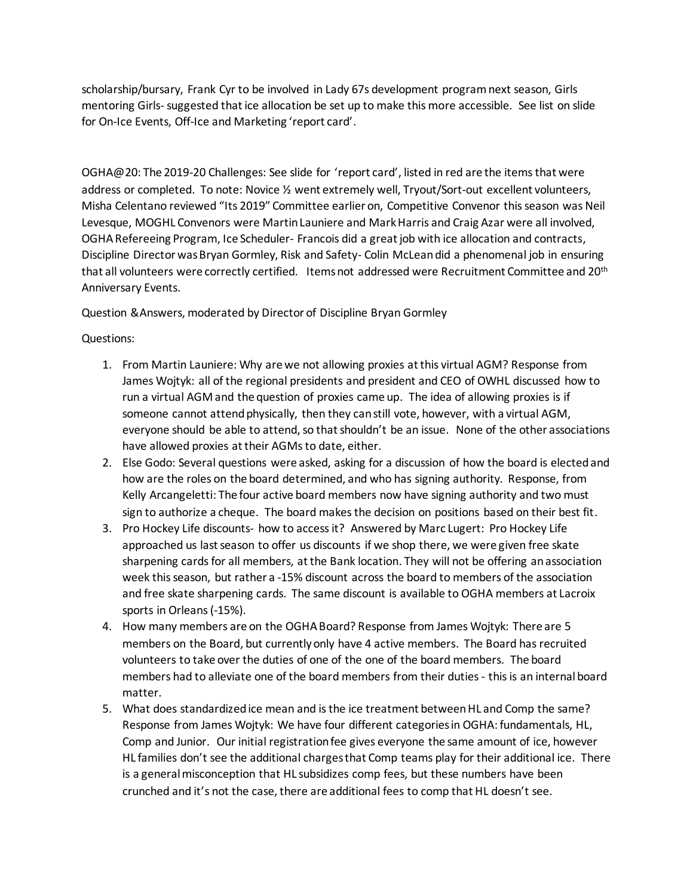scholarship/bursary, Frank Cyr to be involved in Lady 67s development program next season, Girls mentoring Girls- suggested that ice allocation be set up to make this more accessible. See list on slide for On-Ice Events, Off-Ice and Marketing 'report card'.

OGHA@20: The 2019-20 Challenges: See slide for 'report card', listed in red are the items that were address or completed. To note: Novice ½ went extremely well, Tryout/Sort-out excellent volunteers, Misha Celentano reviewed "Its 2019" Committee earlier on, Competitive Convenor this season was Neil Levesque, MOGHL Convenors were Martin Launiere and Mark Harris and Craig Azar were all involved, OGHA Refereeing Program, Ice Scheduler- Francois did a great job with ice allocation and contracts, Discipline Director was Bryan Gormley, Risk and Safety- Colin McLean did a phenomenal job in ensuring that all volunteers were correctly certified. Items not addressed were Recruitment Committee and 20th Anniversary Events.

Question & Answers, moderated by Director of Discipline Bryan Gormley

Questions:

1. From Martin Launiere: Why are we not allowing proxies at this virtual AGM? Response from James Wojtyk: all of the regional presidents and president and CEO of OWHL discussed how to run a virtual AGM and the question of proxies came up. The idea of allowing proxies is if someone cannot attend physically, then they can still vote, however, with a virtual AGM, everyone should be able to attend, so that shouldn't be an issue. None of the other associations have allowed proxies at their AGMs to date, either.
2. Else Godo: Several questions were asked, asking for a discussion of how the board is elected and how are the roles on the board determined, and who has signing authority. Response, from Kelly Arcangeletti: The four active board members now have signing authority and two must sign to authorize a cheque. The board makes the decision on positions based on their best fit.
3. Pro Hockey Life discounts- how to access it? Answered by Marc Lugert: Pro Hockey Life approached us last season to offer us discounts if we shop there, we were given free skate sharpening cards for all members, at the Bank location. They will not be offering an association week this season, but rather a -15% discount across the board to members of the association and free skate sharpening cards. The same discount is available to OGHA members at Lacroix sports in Orleans (-15%).
4. How many members are on the OGHA Board? Response from James Wojtyk: There are 5 members on the Board, but currently only have 4 active members. The Board has recruited volunteers to take over the duties of one of the one of the board members. The board members had to alleviate one of the board members from their duties - this is an internal board matter.
5. What does standardized ice mean and is the ice treatment between HL and Comp the same? Response from James Wojtyk: We have four different categories in OGHA: fundamentals, HL, Comp and Junior. Our initial registration fee gives everyone the same amount of ice, however HL families don't see the additional charges that Comp teams play for their additional ice. There is a general misconception that HL subsidizes comp fees, but these numbers have been crunched and it's not the case, there are additional fees to comp that HL doesn't see.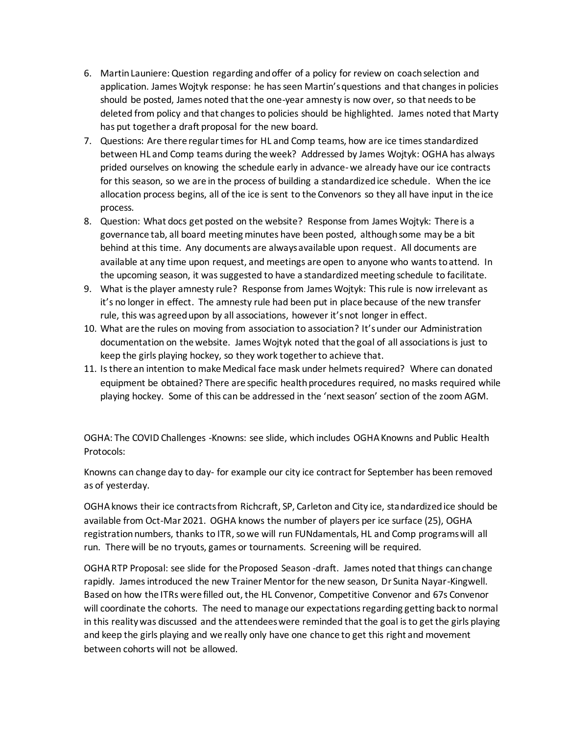6. Martin Launiere: Question regarding and offer of a policy for review on coach selection and application. James Wojtyk response: he has seen Martin's questions and that changes in policies should be posted, James noted that the one-year amnesty is now over, so that needs to be deleted from policy and that changes to policies should be highlighted. James noted that Marty has put together a draft proposal for the new board.
7. Questions: Are there regular times for HL and Comp teams, how are ice times standardized between HL and Comp teams during the week? Addressed by James Wojtyk: OGHA has always prided ourselves on knowing the schedule early in advance- we already have our ice contracts for this season, so we are in the process of building a standardized ice schedule. When the ice allocation process begins, all of the ice is sent to the Convenors so they all have input in the ice process.
8. Question: What docs get posted on the website? Response from James Wojtyk: There is a governance tab, all board meeting minutes have been posted, although some may be a bit behind at this time. Any documents are always available upon request. All documents are available at any time upon request, and meetings are open to anyone who wants to attend. In the upcoming season, it was suggested to have a standardized meeting schedule to facilitate.
9. What is the player amnesty rule? Response from James Wojtyk: This rule is now irrelevant as it's no longer in effect. The amnesty rule had been put in place because of the new transfer rule, this was agreed upon by all associations, however it's not longer in effect.
10. What are the rules on moving from association to association? It's under our Administration documentation on the website. James Wojtyk noted that the goal of all associations is just to keep the girls playing hockey, so they work together to achieve that.
11. Is there an intention to make Medical face mask under helmets required? Where can donated equipment be obtained? There are specific health procedures required, no masks required while playing hockey. Some of this can be addressed in the 'next season' section of the zoom AGM.

OGHA: The COVID Challenges -Knowns: see slide, which includes OGHA Knowns and Public Health Protocols:

Knowns can change day to day- for example our city ice contract for September has been removed as of yesterday.

OGHA knows their ice contracts from Richcraft, SP, Carleton and City ice, standardized ice should be available from Oct-Mar 2021. OGHA knows the number of players per ice surface (25), OGHA registration numbers, thanks to ITR, so we will run FUNdamentals, HL and Comp programs will all run. There will be no tryouts, games or tournaments. Screening will be required.

OGHA RTP Proposal: see slide for the Proposed Season -draft. James noted that things can change rapidly. James introduced the new Trainer Mentor for the new season, Dr Sunita Nayar-Kingwell. Based on how the ITRs were filled out, the HL Convenor, Competitive Convenor and 67s Convenor will coordinate the cohorts. The need to manage our expectations regarding getting back to normal in this reality was discussed and the attendees were reminded that the goal is to get the girls playing and keep the girls playing and we really only have one chance to get this right and movement between cohorts will not be allowed.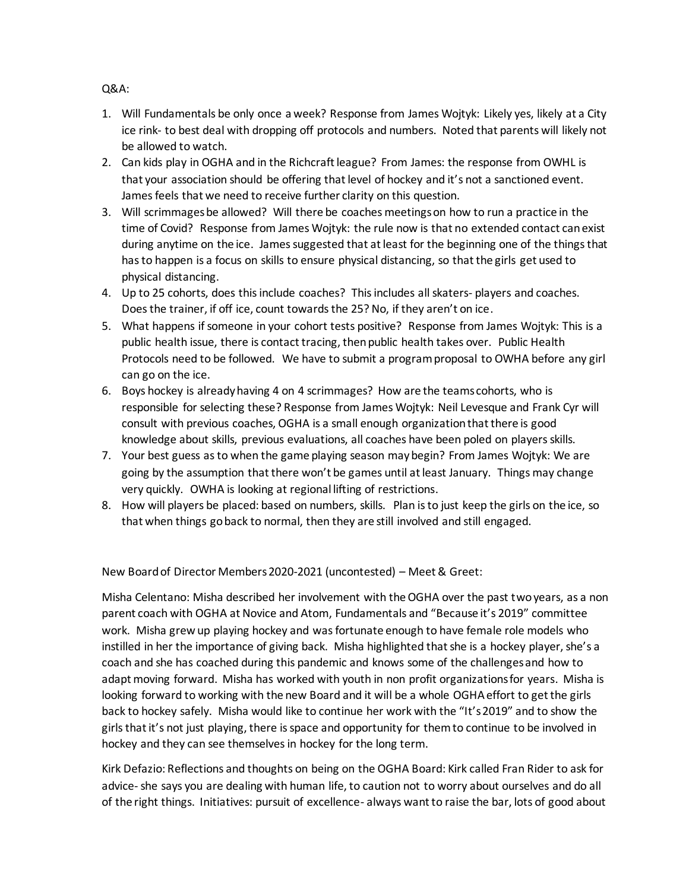Q&A:

1. Will Fundamentals be only once a week? Response from James Wojtyk: Likely yes, likely at a City ice rink- to best deal with dropping off protocols and numbers. Noted that parents will likely not be allowed to watch.
2. Can kids play in OGHA and in the Richcraft league? From James: the response from OWHL is that your association should be offering that level of hockey and it's not a sanctioned event. James feels that we need to receive further clarity on this question.
3. Will scrimmages be allowed? Will there be coaches meetings on how to run a practice in the time of Covid? Response from James Wojtyk: the rule now is that no extended contact can exist during anytime on the ice. James suggested that at least for the beginning one of the things that has to happen is a focus on skills to ensure physical distancing, so that the girls get used to physical distancing.
4. Up to 25 cohorts, does this include coaches? This includes all skaters- players and coaches. Does the trainer, if off ice, count towards the 25? No, if they aren't on ice.
5. What happens if someone in your cohort tests positive? Response from James Wojtyk: This is a public health issue, there is contact tracing, then public health takes over. Public Health Protocols need to be followed. We have to submit a program proposal to OWHA before any girl can go on the ice.
6. Boys hockey is already having 4 on 4 scrimmages? How are the teams cohorts, who is responsible for selecting these? Response from James Wojtyk: Neil Levesque and Frank Cyr will consult with previous coaches, OGHA is a small enough organization that there is good knowledge about skills, previous evaluations, all coaches have been poled on players skills.
7. Your best guess as to when the game playing season may begin? From James Wojtyk: We are going by the assumption that there won't be games until at least January. Things may change very quickly. OWHA is looking at regional lifting of restrictions.
8. How will players be placed: based on numbers, skills. Plan is to just keep the girls on the ice, so that when things go back to normal, then they are still involved and still engaged.

New Board of Director Members 2020-2021 (uncontested) – Meet & Greet:

Misha Celentano: Misha described her involvement with the OGHA over the past two years, as a non parent coach with OGHA at Novice and Atom, Fundamentals and "Because it's 2019" committee work. Misha grew up playing hockey and was fortunate enough to have female role models who instilled in her the importance of giving back. Misha highlighted that she is a hockey player, she's a coach and she has coached during this pandemic and knows some of the challenges and how to adapt moving forward. Misha has worked with youth in non profit organizations for years. Misha is looking forward to working with the new Board and it will be a whole OGHA effort to get the girls back to hockey safely. Misha would like to continue her work with the "It's 2019" and to show the girls that it's not just playing, there is space and opportunity for them to continue to be involved in hockey and they can see themselves in hockey for the long term.

Kirk Defazio: Reflections and thoughts on being on the OGHA Board: Kirk called Fran Rider to ask for advice- she says you are dealing with human life, to caution not to worry about ourselves and do all of the right things. Initiatives: pursuit of excellence- always want to raise the bar, lots of good about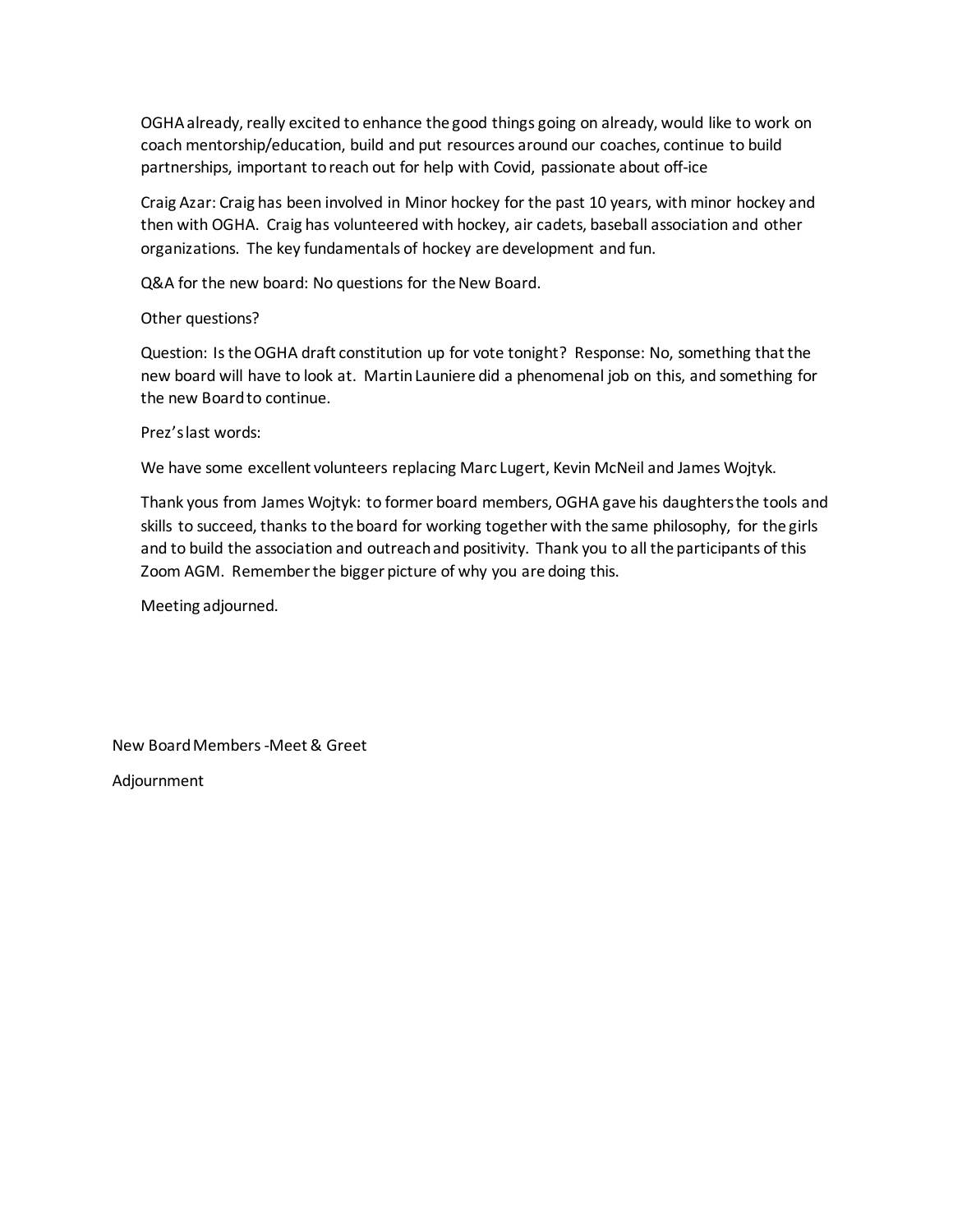OGHA already, really excited to enhance the good things going on already, would like to work on coach mentorship/education, build and put resources around our coaches, continue to build partnerships, important to reach out for help with Covid, passionate about off-ice

Craig Azar: Craig has been involved in Minor hockey for the past 10 years, with minor hockey and then with OGHA. Craig has volunteered with hockey, air cadets, baseball association and other organizations. The key fundamentals of hockey are development and fun.

Q&A for the new board: No questions for the New Board.

Other questions?

Question: Is the OGHA draft constitution up for vote tonight? Response: No, something that the new board will have to look at. Martin Launiere did a phenomenal job on this, and something for the new Board to continue.

Prez's last words:

We have some excellent volunteers replacing Marc Lugert, Kevin McNeil and James Wojtyk.

Thank yous from James Wojtyk: to former board members, OGHA gave his daughters the tools and skills to succeed, thanks to the board for working together with the same philosophy, for the girls and to build the association and outreach and positivity. Thank you to all the participants of this Zoom AGM. Remember the bigger picture of why you are doing this.

Meeting adjourned.

New Board Members -Meet & Greet

Adjournment